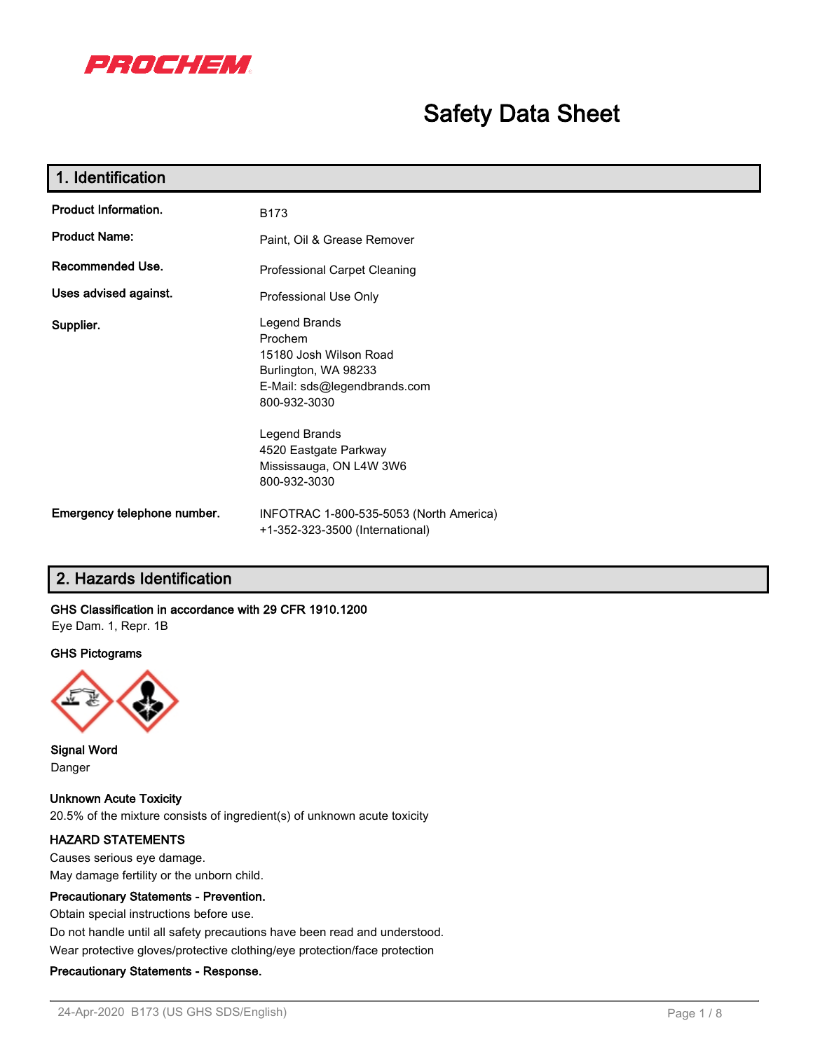PROCHEM

# Safety Data Sheet

## 1. Identification

**Product Information.** B173

**Product Name:** Paint, Oil & Grease Remover

**Recommended Use.** Professional Carpet Cleaning

**Uses advised against.** Professional Use Only

**Supplier.**
Legend Brands
Prochem
15180 Josh Wilson Road
Burlington, WA 98233
E-Mail: sds@legendbrands.com
800-932-3030

Legend Brands
4520 Eastgate Parkway
Mississauga, ON L4W 3W6
800-932-3030

**Emergency telephone number.** INFOTRAC 1-800-535-5053 (North America)
+1-352-323-3500 (International)

## 2. Hazards Identification

**GHS Classification in accordance with 29 CFR 1910.1200**
Eye Dam. 1, Repr. 1B

**GHS Pictograms**

**Signal Word**
Danger

**Unknown Acute Toxicity**
20.5% of the mixture consists of ingredient(s) of unknown acute toxicity

**HAZARD STATEMENTS**
Causes serious eye damage.
May damage fertility or the unborn child.

**Precautionary Statements - Prevention.**
Obtain special instructions before use.
Do not handle until all safety precautions have been read and understood.
Wear protective gloves/protective clothing/eye protection/face protection

**Precautionary Statements - Response.**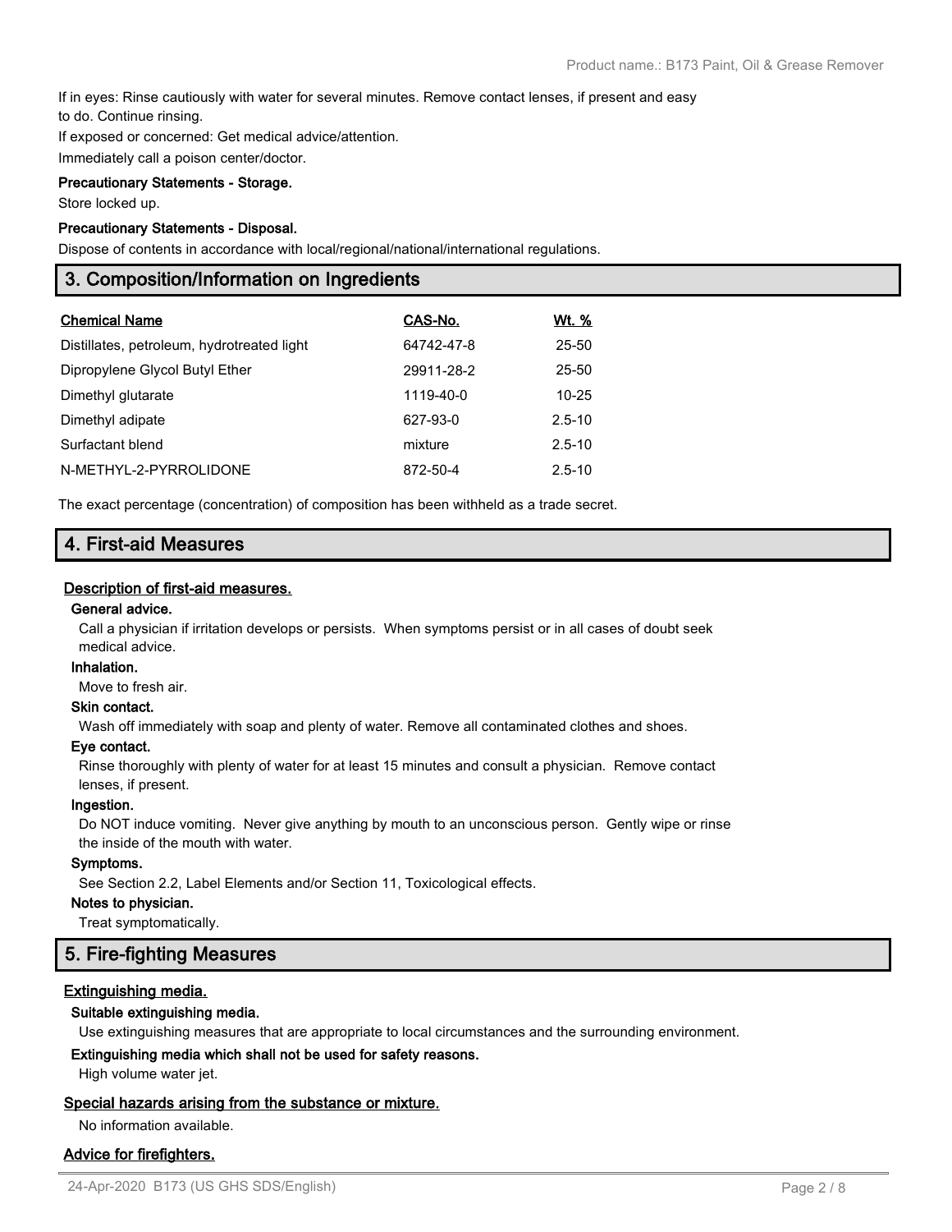If in eyes: Rinse cautiously with water for several minutes. Remove contact lenses, if present and easy to do. Continue rinsing.

If exposed or concerned: Get medical advice/attention.

Immediately call a poison center/doctor.

**Precautionary Statements - Storage.**

Store locked up.

**Precautionary Statements - Disposal.**

Dispose of contents in accordance with local/regional/national/international regulations.

## 3. Composition/Information on Ingredients

| Chemical Name | CAS-No. | Wt. % |
|---|---|---|
| Distillates, petroleum, hydrotreated light | 64742-47-8 | 25-50 |
| Dipropylene Glycol Butyl Ether | 29911-28-2 | 25-50 |
| Dimethyl glutarate | 1119-40-0 | 10-25 |
| Dimethyl adipate | 627-93-0 | 2.5-10 |
| Surfactant blend | mixture | 2.5-10 |
| N-METHYL-2-PYRROLIDONE | 872-50-4 | 2.5-10 |

The exact percentage (concentration) of composition has been withheld as a trade secret.

## 4. First-aid Measures

### Description of first-aid measures.

**General advice.**

Call a physician if irritation develops or persists. When symptoms persist or in all cases of doubt seek medical advice.

**Inhalation.**

Move to fresh air.

**Skin contact.**

Wash off immediately with soap and plenty of water. Remove all contaminated clothes and shoes.

**Eye contact.**

Rinse thoroughly with plenty of water for at least 15 minutes and consult a physician. Remove contact lenses, if present.

**Ingestion.**

Do NOT induce vomiting. Never give anything by mouth to an unconscious person. Gently wipe or rinse the inside of the mouth with water.

**Symptoms.**

See Section 2.2, Label Elements and/or Section 11, Toxicological effects.

**Notes to physician.**

Treat symptomatically.

## 5. Fire-fighting Measures

### Extinguishing media.

**Suitable extinguishing media.**

Use extinguishing measures that are appropriate to local circumstances and the surrounding environment.

**Extinguishing media which shall not be used for safety reasons.**

High volume water jet.

### Special hazards arising from the substance or mixture.

No information available.

### Advice for firefighters.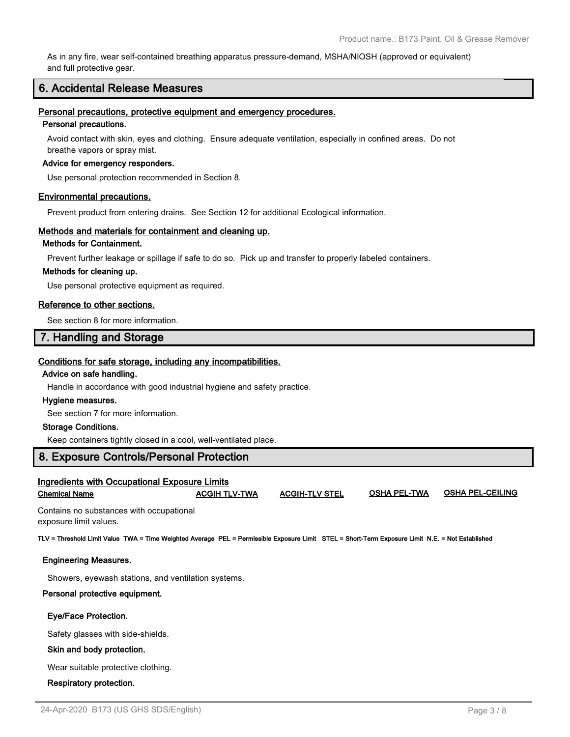As in any fire, wear self-contained breathing apparatus pressure-demand, MSHA/NIOSH (approved or equivalent) and full protective gear.

## 6. Accidental Release Measures

### Personal precautions, protective equipment and emergency procedures.

**Personal precautions.**

Avoid contact with skin, eyes and clothing. Ensure adequate ventilation, especially in confined areas. Do not breathe vapors or spray mist.

**Advice for emergency responders.**

Use personal protection recommended in Section 8.

### Environmental precautions.

Prevent product from entering drains. See Section 12 for additional Ecological information.

### Methods and materials for containment and cleaning up.

**Methods for Containment.**

Prevent further leakage or spillage if safe to do so. Pick up and transfer to properly labeled containers.

**Methods for cleaning up.**

Use personal protective equipment as required.

### Reference to other sections.

See section 8 for more information.

## 7. Handling and Storage

### Conditions for safe storage, including any incompatibilities.

**Advice on safe handling.**

Handle in accordance with good industrial hygiene and safety practice.

**Hygiene measures.**

See section 7 for more information.

**Storage Conditions.**

Keep containers tightly closed in a cool, well-ventilated place.

## 8. Exposure Controls/Personal Protection

### Ingredients with Occupational Exposure Limits

| Chemical Name | ACGIH TLV-TWA | ACGIH-TLV STEL | OSHA PEL-TWA | OSHA PEL-CEILING |
|---|---|---|---|---|
| Contains no substances with occupational exposure limit values. | | | | |

**TLV = Threshold Limit Value TWA = Time Weighted Average PEL = Permissible Exposure Limit STEL = Short-Term Exposure Limit N.E. = Not Established**

**Engineering Measures.**

Showers, eyewash stations, and ventilation systems.

**Personal protective equipment.**

**Eye/Face Protection.**

Safety glasses with side-shields.

**Skin and body protection.**

Wear suitable protective clothing.

**Respiratory protection.**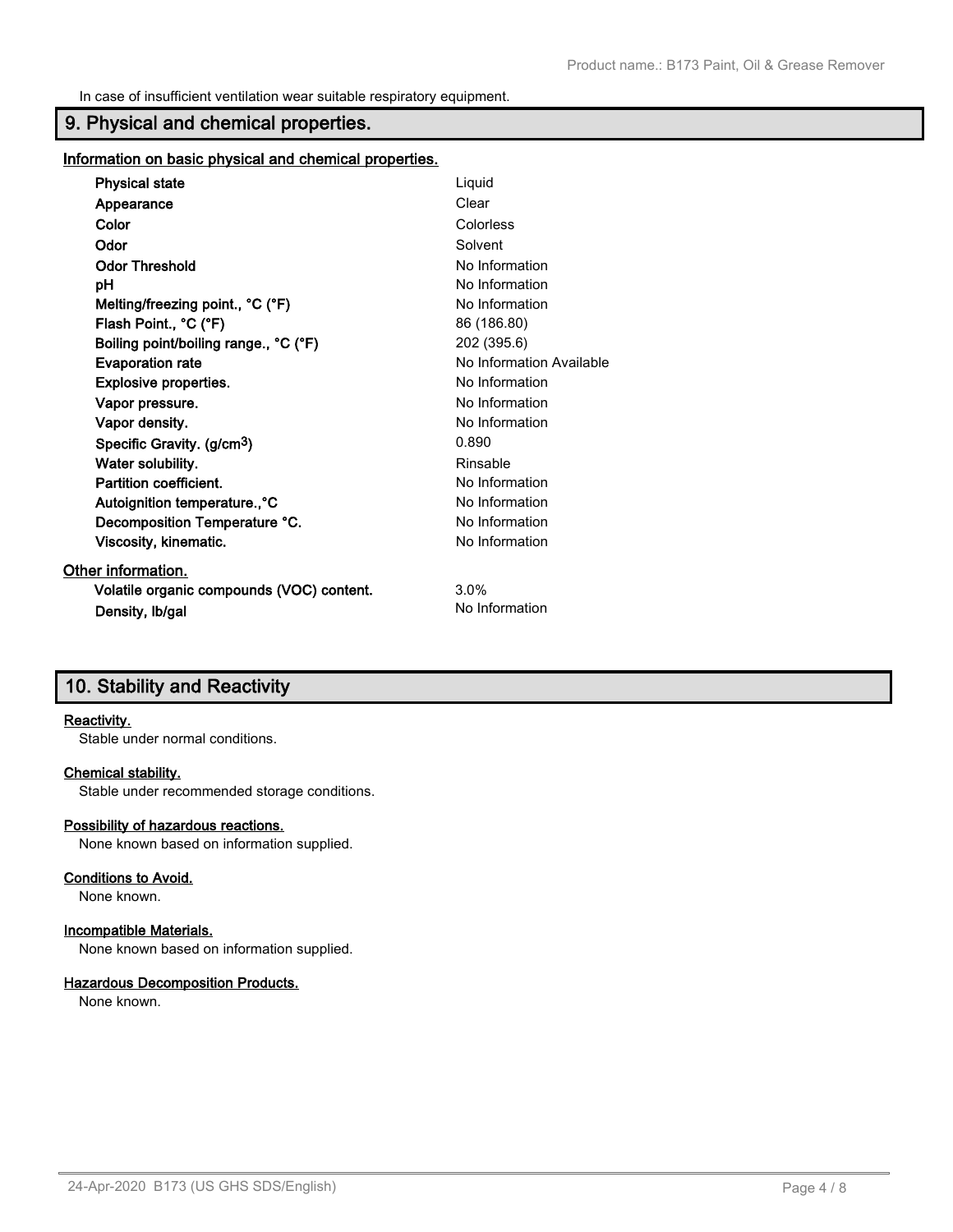In case of insufficient ventilation wear suitable respiratory equipment.

## 9. Physical and chemical properties.

### Information on basic physical and chemical properties.

| Property | Value |
|---|---|
| **Physical state** | Liquid |
| **Appearance** | Clear |
| **Color** | Colorless |
| **Odor** | Solvent |
| **Odor Threshold** | No Information |
| **pH** | No Information |
| **Melting/freezing point., °C (°F)** | No Information |
| **Flash Point., °C (°F)** | 86 (186.80) |
| **Boiling point/boiling range., °C (°F)** | 202 (395.6) |
| **Evaporation rate** | No Information Available |
| **Explosive properties.** | No Information |
| **Vapor pressure.** | No Information |
| **Vapor density.** | No Information |
| **Specific Gravity. (g/cm$^3$)** | 0.890 |
| **Water solubility.** | Rinsable |
| **Partition coefficient.** | No Information |
| **Autoignition temperature.,°C** | No Information |
| **Decomposition Temperature °C.** | No Information |
| **Viscosity, kinematic.** | No Information |

### Other information.

| Property | Value |
|---|---|
| **Volatile organic compounds (VOC) content.** | 3.0% |
| **Density, lb/gal** | No Information |

## 10. Stability and Reactivity

### Reactivity.

Stable under normal conditions.

### Chemical stability.

Stable under recommended storage conditions.

### Possibility of hazardous reactions.

None known based on information supplied.

### Conditions to Avoid.

None known.

### Incompatible Materials.

None known based on information supplied.

### Hazardous Decomposition Products.

None known.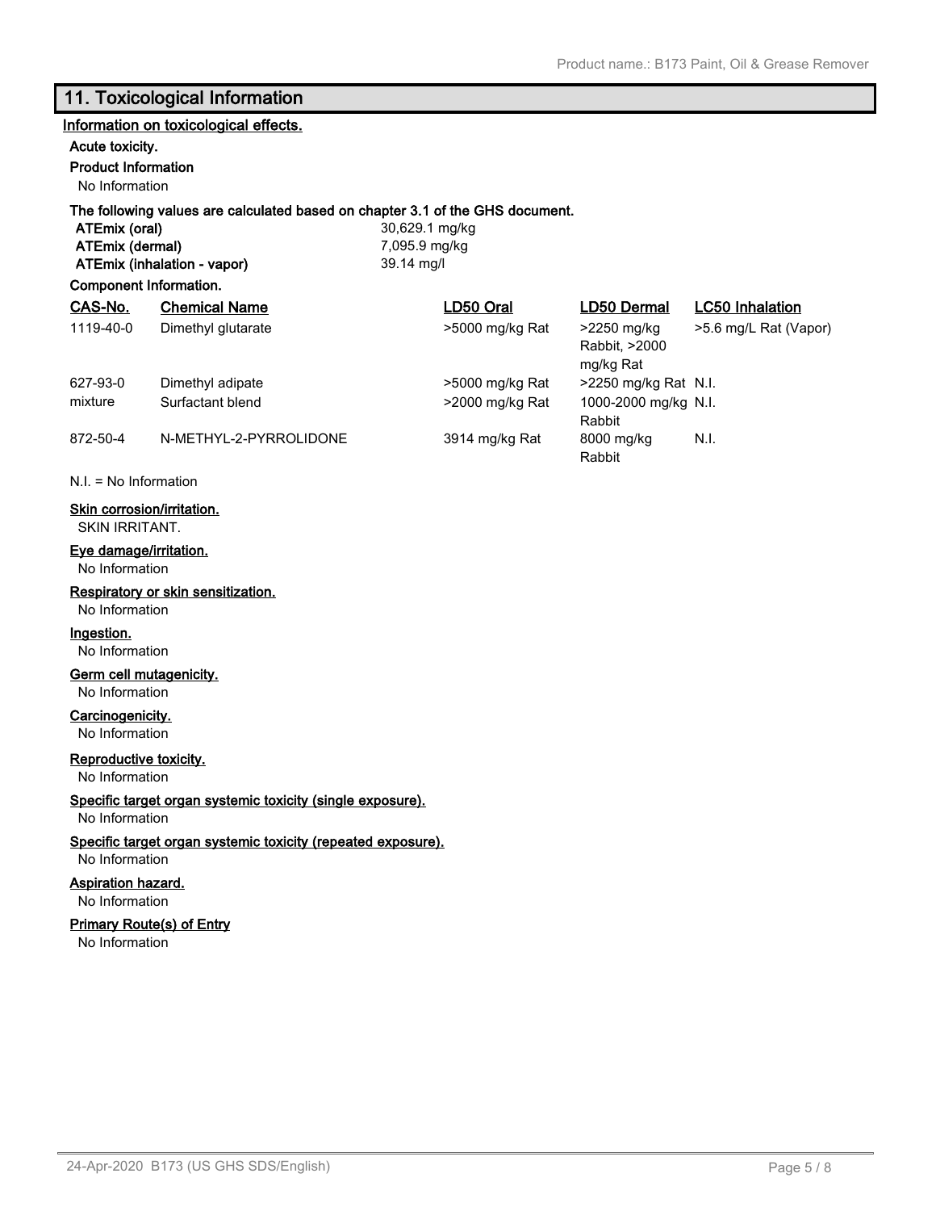## 11. Toxicological Information

### Information on toxicological effects.

**Acute toxicity.**

**Product Information**

No Information

**The following values are calculated based on chapter 3.1 of the GHS document.**

| | |
|---|---|
| **ATEmix (oral)** | 30,629.1 mg/kg |
| **ATEmix (dermal)** | 7,095.9 mg/kg |
| **ATEmix (inhalation - vapor)** | 39.14 mg/l |

**Component Information.**

| CAS-No. | Chemical Name | LD50 Oral | LD50 Dermal | LC50 Inhalation |
|---|---|---|---|---|
| 1119-40-0 | Dimethyl glutarate | >5000 mg/kg Rat | >2250 mg/kg Rabbit, >2000 mg/kg Rat | >5.6 mg/L Rat (Vapor) |
| 627-93-0 | Dimethyl adipate | >5000 mg/kg Rat | >2250 mg/kg Rat | N.I. |
| mixture | Surfactant blend | >2000 mg/kg Rat | 1000-2000 mg/kg Rabbit | N.I. |
| 872-50-4 | N-METHYL-2-PYRROLIDONE | 3914 mg/kg Rat | 8000 mg/kg Rabbit | N.I. |

N.I. = No Information

**Skin corrosion/irritation.**

SKIN IRRITANT.

**Eye damage/irritation.**

No Information

**Respiratory or skin sensitization.**

No Information

**Ingestion.**

No Information

**Germ cell mutagenicity.**

No Information

**Carcinogenicity.**

No Information

**Reproductive toxicity.**

No Information

**Specific target organ systemic toxicity (single exposure).**

No Information

**Specific target organ systemic toxicity (repeated exposure).**

No Information

**Aspiration hazard.**

No Information

**Primary Route(s) of Entry**

No Information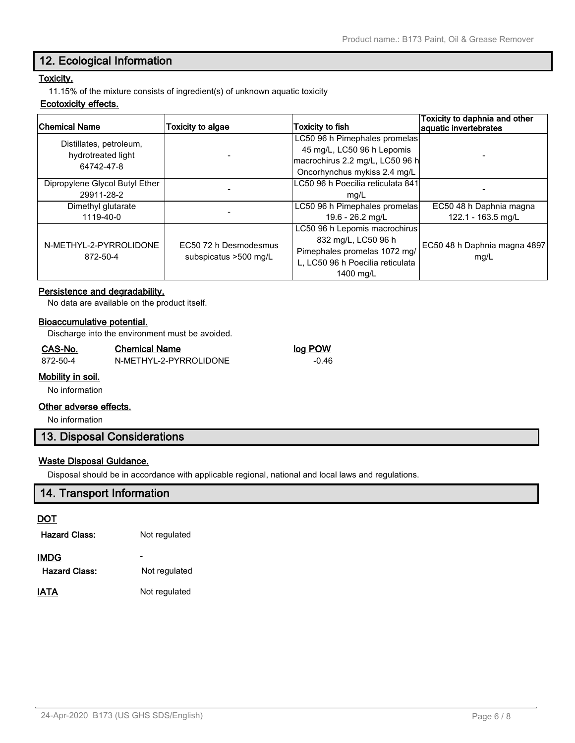## 12. Ecological Information

### Toxicity.

11.15% of the mixture consists of ingredient(s) of unknown aquatic toxicity

### Ecotoxicity effects.

| Chemical Name | Toxicity to algae | Toxicity to fish | Toxicity to daphnia and other aquatic invertebrates |
|---|---|---|---|
| Distillates, petroleum, hydrotreated light 64742-47-8 | - | LC50 96 h Pimephales promelas 45 mg/L, LC50 96 h Lepomis macrochirus 2.2 mg/L, LC50 96 h Oncorhynchus mykiss 2.4 mg/L | - |
| Dipropylene Glycol Butyl Ether 29911-28-2 | - | LC50 96 h Poecilia reticulata 841 mg/L | - |
| Dimethyl glutarate 1119-40-0 | - | LC50 96 h Pimephales promelas 19.6 - 26.2 mg/L | EC50 48 h Daphnia magna 122.1 - 163.5 mg/L |
| N-METHYL-2-PYRROLIDONE 872-50-4 | EC50 72 h Desmodesmus subspicatus >500 mg/L | LC50 96 h Lepomis macrochirus 832 mg/L, LC50 96 h Pimephales promelas 1072 mg/L, LC50 96 h Poecilia reticulata 1400 mg/L | EC50 48 h Daphnia magna 4897 mg/L |

### Persistence and degradability.

No data are available on the product itself.

### Bioaccumulative potential.

Discharge into the environment must be avoided.

| CAS-No. | Chemical Name | log POW |
|---|---|---|
| 872-50-4 | N-METHYL-2-PYRROLIDONE | -0.46 |

### Mobility in soil.

No information

### Other adverse effects.

No information

## 13. Disposal Considerations

### Waste Disposal Guidance.

Disposal should be in accordance with applicable regional, national and local laws and regulations.

## 14. Transport Information

### DOT

**Hazard Class:** Not regulated

### IMDG

-

**Hazard Class:** Not regulated

### IATA

Not regulated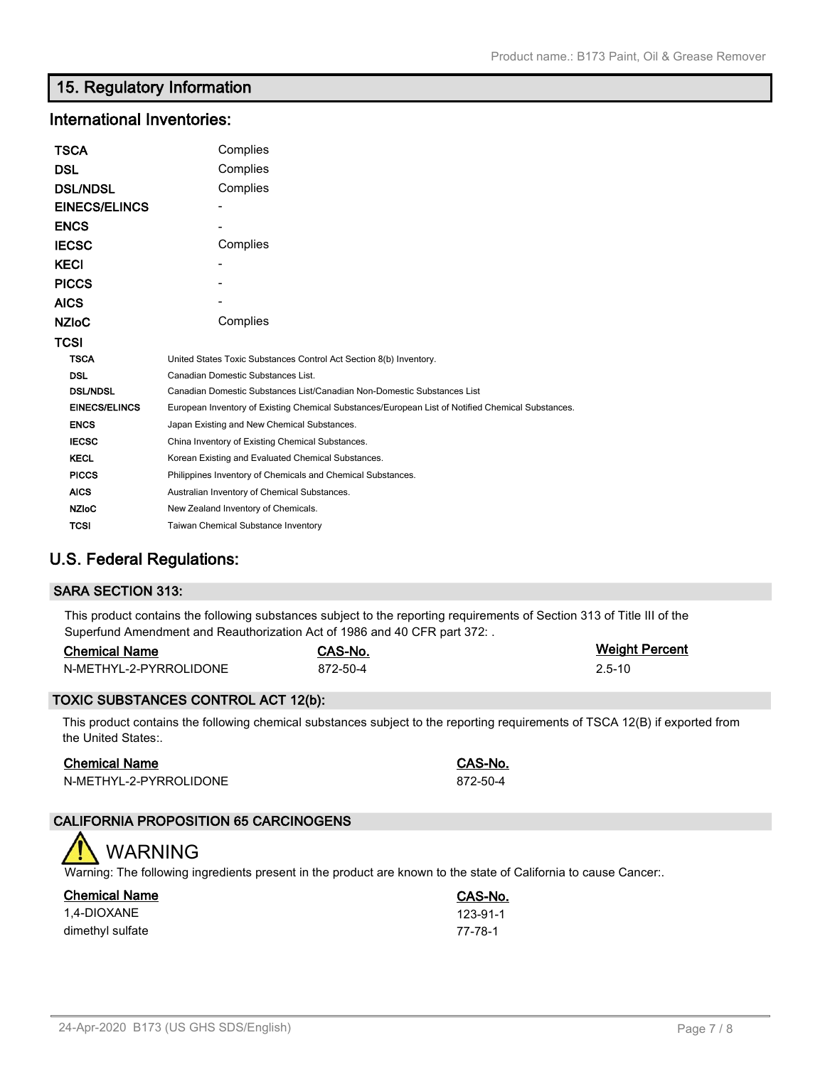## 15. Regulatory Information

### International Inventories:

| | |
|---|---|
| **TSCA** | Complies |
| **DSL** | Complies |
| **DSL/NDSL** | Complies |
| **EINECS/ELINCS** | - |
| **ENCS** | - |
| **IECSC** | Complies |
| **KECI** | - |
| **PICCS** | - |
| **AICS** | - |
| **NZIoC** | Complies |
| **TCSI** | |

| | |
|---|---|
| **TSCA** | United States Toxic Substances Control Act Section 8(b) Inventory. |
| **DSL** | Canadian Domestic Substances List. |
| **DSL/NDSL** | Canadian Domestic Substances List/Canadian Non-Domestic Substances List |
| **EINECS/ELINCS** | European Inventory of Existing Chemical Substances/European List of Notified Chemical Substances. |
| **ENCS** | Japan Existing and New Chemical Substances. |
| **IECSC** | China Inventory of Existing Chemical Substances. |
| **KECL** | Korean Existing and Evaluated Chemical Substances. |
| **PICCS** | Philippines Inventory of Chemicals and Chemical Substances. |
| **AICS** | Australian Inventory of Chemical Substances. |
| **NZIoC** | New Zealand Inventory of Chemicals. |
| **TCSI** | Taiwan Chemical Substance Inventory |

### U.S. Federal Regulations:

#### SARA SECTION 313:

This product contains the following substances subject to the reporting requirements of Section 313 of Title III of the Superfund Amendment and Reauthorization Act of 1986 and 40 CFR part 372: .

| Chemical Name | CAS-No. | Weight Percent |
|---|---|---|
| N-METHYL-2-PYRROLIDONE | 872-50-4 | 2.5-10 |

#### TOXIC SUBSTANCES CONTROL ACT 12(b):

This product contains the following chemical substances subject to the reporting requirements of TSCA 12(B) if exported from the United States:.

| Chemical Name | CAS-No. |
|---|---|
| N-METHYL-2-PYRROLIDONE | 872-50-4 |

#### CALIFORNIA PROPOSITION 65 CARCINOGENS

**WARNING**

Warning: The following ingredients present in the product are known to the state of California to cause Cancer:.

| Chemical Name | CAS-No. |
|---|---|
| 1,4-DIOXANE | 123-91-1 |
| dimethyl sulfate | 77-78-1 |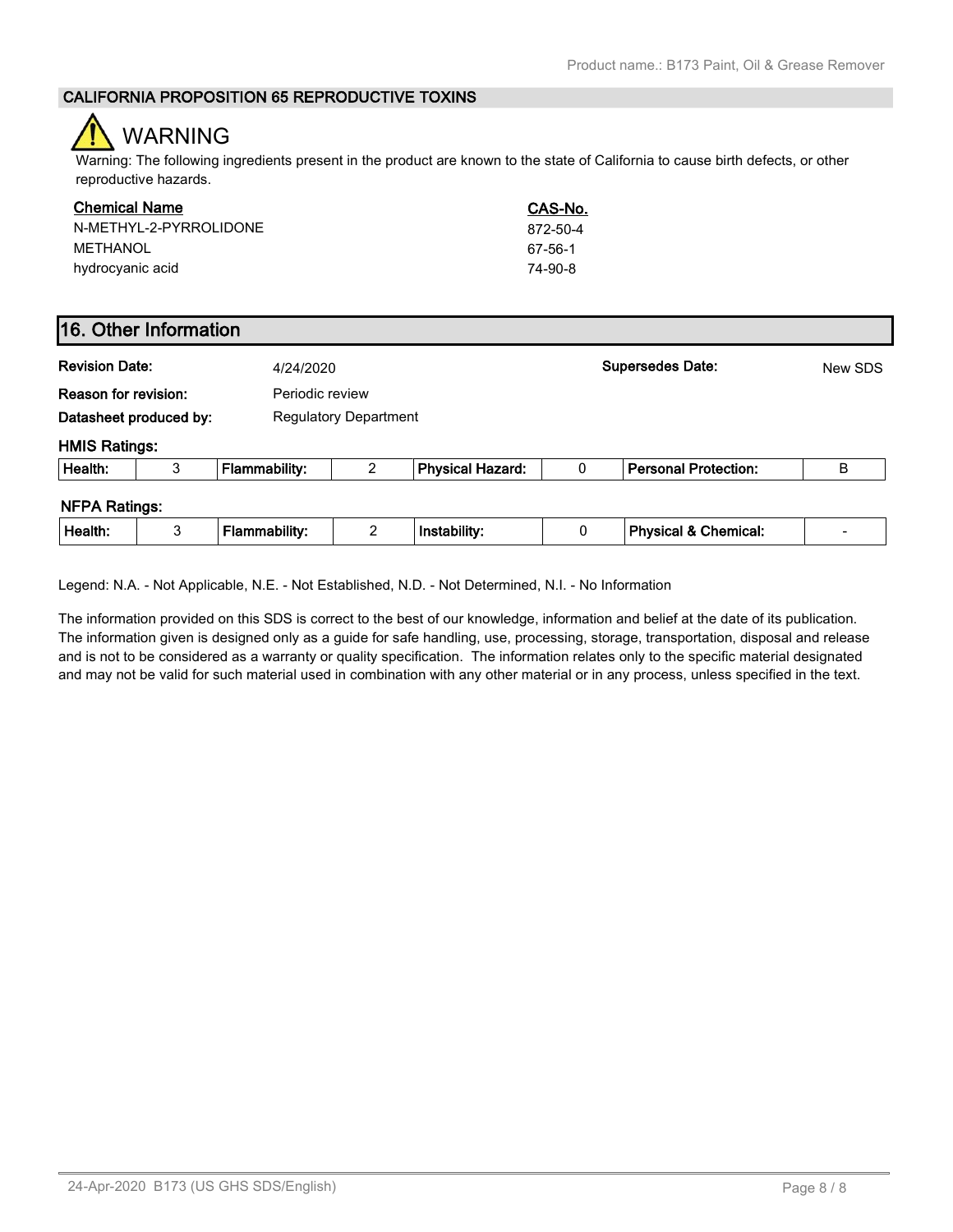### CALIFORNIA PROPOSITION 65 REPRODUCTIVE TOXINS

## WARNING

Warning: The following ingredients present in the product are known to the state of California to cause birth defects, or other reproductive hazards.

| Chemical Name | CAS-No. |
| --- | --- |
| N-METHYL-2-PYRROLIDONE | 872-50-4 |
| METHANOL | 67-56-1 |
| hydrocyanic acid | 74-90-8 |

## 16. Other Information

**Revision Date:** 4/24/2020 **Supersedes Date:** New SDS

**Reason for revision:** Periodic review

**Datasheet produced by:** Regulatory Department

**HMIS Ratings:**

| | | | | | | | |
| --- | --- | --- | --- | --- | --- | --- | --- |
| **Health:** | 3 | **Flammability:** | 2 | **Physical Hazard:** | 0 | **Personal Protection:** | B |

**NFPA Ratings:**

| | | | | | | | |
| --- | --- | --- | --- | --- | --- | --- | --- |
| **Health:** | 3 | **Flammability:** | 2 | **Instability:** | 0 | **Physical & Chemical:** | - |

Legend: N.A. - Not Applicable, N.E. - Not Established, N.D. - Not Determined, N.I. - No Information

The information provided on this SDS is correct to the best of our knowledge, information and belief at the date of its publication. The information given is designed only as a guide for safe handling, use, processing, storage, transportation, disposal and release and is not to be considered as a warranty or quality specification. The information relates only to the specific material designated and may not be valid for such material used in combination with any other material or in any process, unless specified in the text.